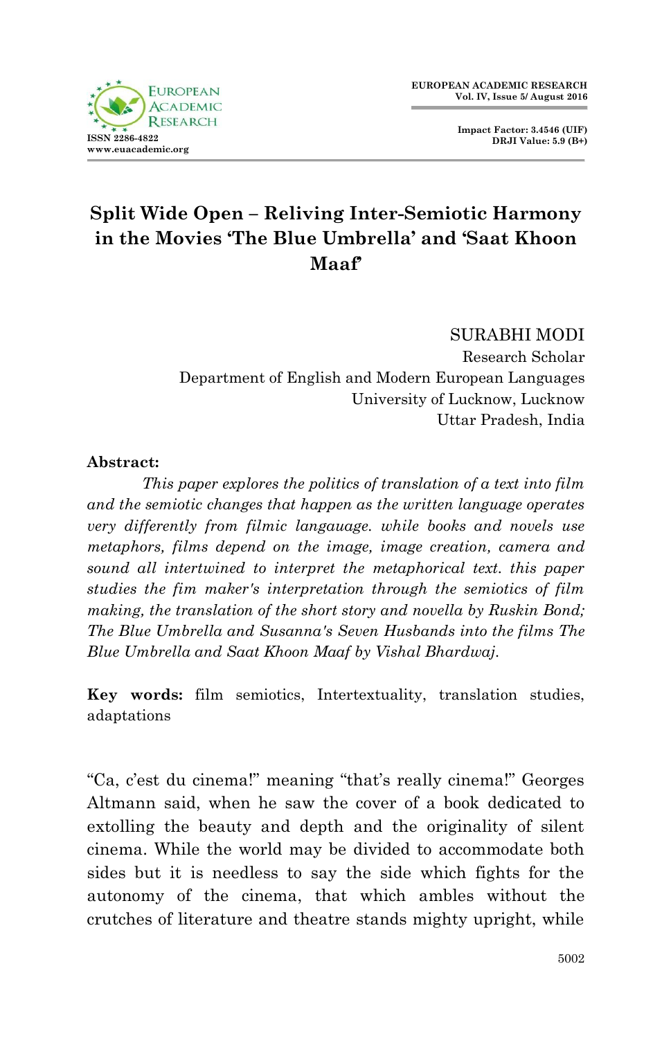# Split Wide Open – Reliving Inter-Semiotic Harmony in the Movies 'The Blue Umbrella' and 'Saat Khoon Maaf'

SURABHI MODI
Research Scholar
Department of English and Modern European Languages
University of Lucknow, Lucknow
Uttar Pradesh, India

**Abstract:**

*This paper explores the politics of translation of a text into film and the semiotic changes that happen as the written language operates very differently from filmic langauage. while books and novels use metaphors, films depend on the image, image creation, camera and sound all intertwined to interpret the metaphorical text. this paper studies the fim maker's interpretation through the semiotics of film making, the translation of the short story and novella by Ruskin Bond; The Blue Umbrella and Susanna's Seven Husbands into the films The Blue Umbrella and Saat Khoon Maaf by Vishal Bhardwaj.*

**Key words:** film semiotics, Intertextuality, translation studies, adaptations

"Ca, c'est du cinema!" meaning "that's really cinema!" Georges Altmann said, when he saw the cover of a book dedicated to extolling the beauty and depth and the originality of silent cinema. While the world may be divided to accommodate both sides but it is needless to say the side which fights for the autonomy of the cinema, that which ambles without the crutches of literature and theatre stands mighty upright, while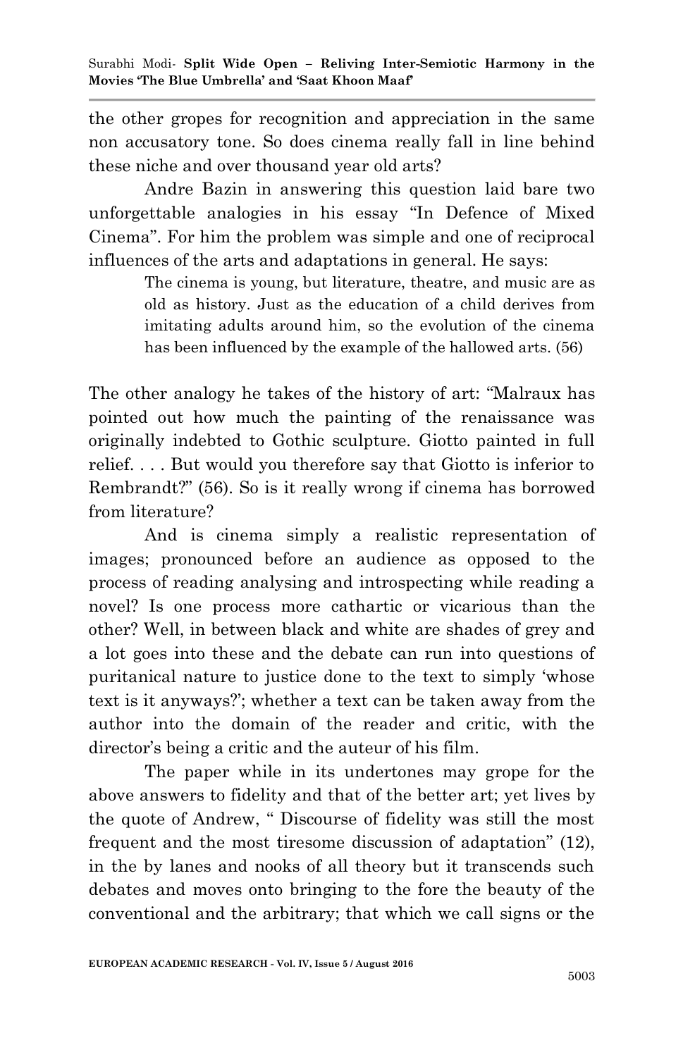the other gropes for recognition and appreciation in the same non accusatory tone. So does cinema really fall in line behind these niche and over thousand year old arts?

Andre Bazin in answering this question laid bare two unforgettable analogies in his essay "In Defence of Mixed Cinema". For him the problem was simple and one of reciprocal influences of the arts and adaptations in general. He says:

> The cinema is young, but literature, theatre, and music are as old as history. Just as the education of a child derives from imitating adults around him, so the evolution of the cinema has been influenced by the example of the hallowed arts. (56)

The other analogy he takes of the history of art: "Malraux has pointed out how much the painting of the renaissance was originally indebted to Gothic sculpture. Giotto painted in full relief. . . . But would you therefore say that Giotto is inferior to Rembrandt?" (56). So is it really wrong if cinema has borrowed from literature?

And is cinema simply a realistic representation of images; pronounced before an audience as opposed to the process of reading analysing and introspecting while reading a novel? Is one process more cathartic or vicarious than the other? Well, in between black and white are shades of grey and a lot goes into these and the debate can run into questions of puritanical nature to justice done to the text to simply 'whose text is it anyways?'; whether a text can be taken away from the author into the domain of the reader and critic, with the director's being a critic and the auteur of his film.

The paper while in its undertones may grope for the above answers to fidelity and that of the better art; yet lives by the quote of Andrew, " Discourse of fidelity was still the most frequent and the most tiresome discussion of adaptation" (12), in the by lanes and nooks of all theory but it transcends such debates and moves onto bringing to the fore the beauty of the conventional and the arbitrary; that which we call signs or the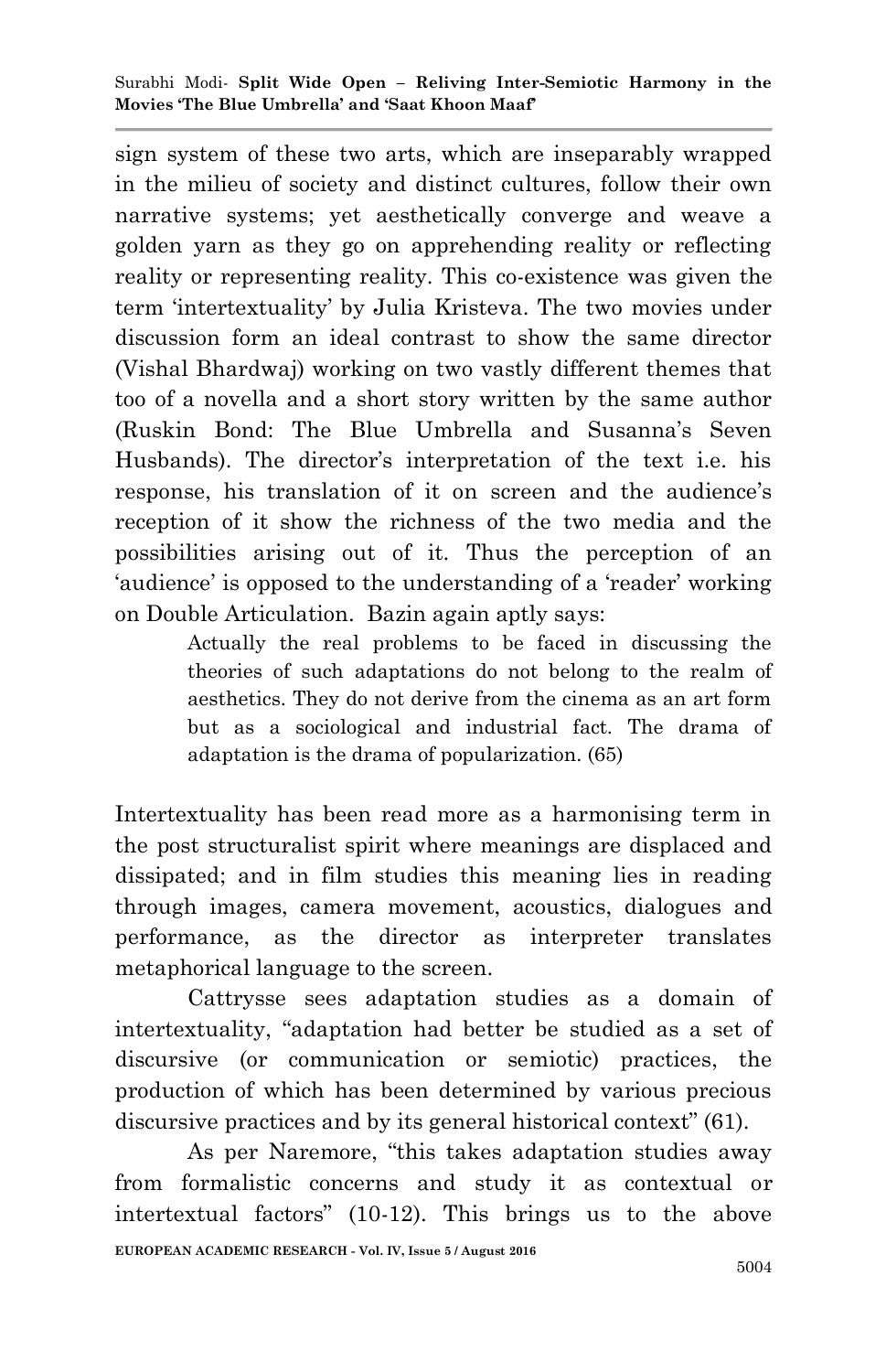sign system of these two arts, which are inseparably wrapped in the milieu of society and distinct cultures, follow their own narrative systems; yet aesthetically converge and weave a golden yarn as they go on apprehending reality or reflecting reality or representing reality. This co-existence was given the term 'intertextuality' by Julia Kristeva. The two movies under discussion form an ideal contrast to show the same director (Vishal Bhardwaj) working on two vastly different themes that too of a novella and a short story written by the same author (Ruskin Bond: The Blue Umbrella and Susanna's Seven Husbands). The director's interpretation of the text i.e. his response, his translation of it on screen and the audience's reception of it show the richness of the two media and the possibilities arising out of it. Thus the perception of an 'audience' is opposed to the understanding of a 'reader' working on Double Articulation. Bazin again aptly says:

> Actually the real problems to be faced in discussing the theories of such adaptations do not belong to the realm of aesthetics. They do not derive from the cinema as an art form but as a sociological and industrial fact. The drama of adaptation is the drama of popularization. (65)

Intertextuality has been read more as a harmonising term in the post structuralist spirit where meanings are displaced and dissipated; and in film studies this meaning lies in reading through images, camera movement, acoustics, dialogues and performance, as the director as interpreter translates metaphorical language to the screen.

Cattrysse sees adaptation studies as a domain of intertextuality, "adaptation had better be studied as a set of discursive (or communication or semiotic) practices, the production of which has been determined by various precious discursive practices and by its general historical context" (61).

As per Naremore, "this takes adaptation studies away from formalistic concerns and study it as contextual or intertextual factors" (10-12). This brings us to the above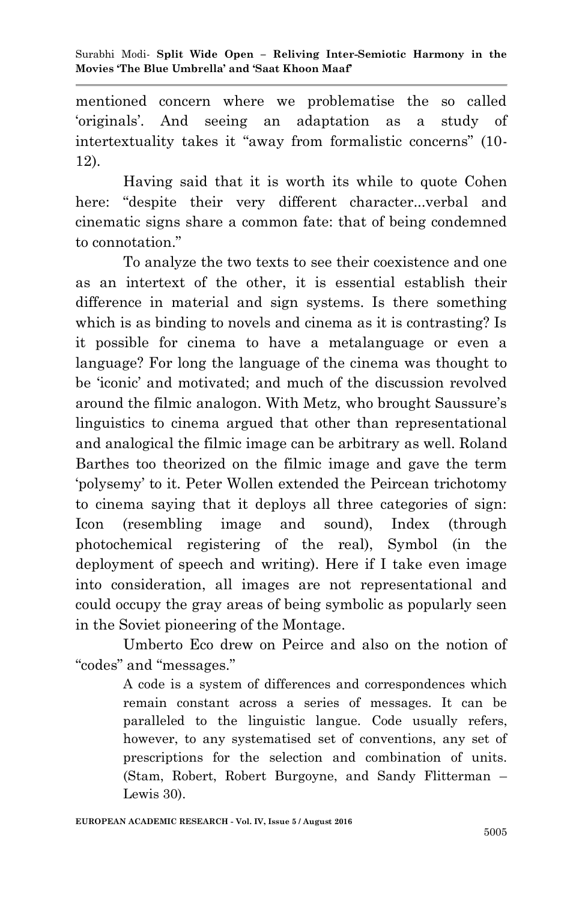mentioned concern where we problematise the so called 'originals'. And seeing an adaptation as a study of intertextuality takes it "away from formalistic concerns" (10-12).

Having said that it is worth its while to quote Cohen here: "despite their very different character...verbal and cinematic signs share a common fate: that of being condemned to connotation."

To analyze the two texts to see their coexistence and one as an intertext of the other, it is essential establish their difference in material and sign systems. Is there something which is as binding to novels and cinema as it is contrasting? Is it possible for cinema to have a metalanguage or even a language? For long the language of the cinema was thought to be 'iconic' and motivated; and much of the discussion revolved around the filmic analogon. With Metz, who brought Saussure's linguistics to cinema argued that other than representational and analogical the filmic image can be arbitrary as well. Roland Barthes too theorized on the filmic image and gave the term 'polysemy' to it. Peter Wollen extended the Peircean trichotomy to cinema saying that it deploys all three categories of sign: Icon (resembling image and sound), Index (through photochemical registering of the real), Symbol (in the deployment of speech and writing). Here if I take even image into consideration, all images are not representational and could occupy the gray areas of being symbolic as popularly seen in the Soviet pioneering of the Montage.

Umberto Eco drew on Peirce and also on the notion of "codes" and "messages."

> A code is a system of differences and correspondences which remain constant across a series of messages. It can be paralleled to the linguistic langue. Code usually refers, however, to any systematised set of conventions, any set of prescriptions for the selection and combination of units. (Stam, Robert, Robert Burgoyne, and Sandy Flitterman – Lewis 30).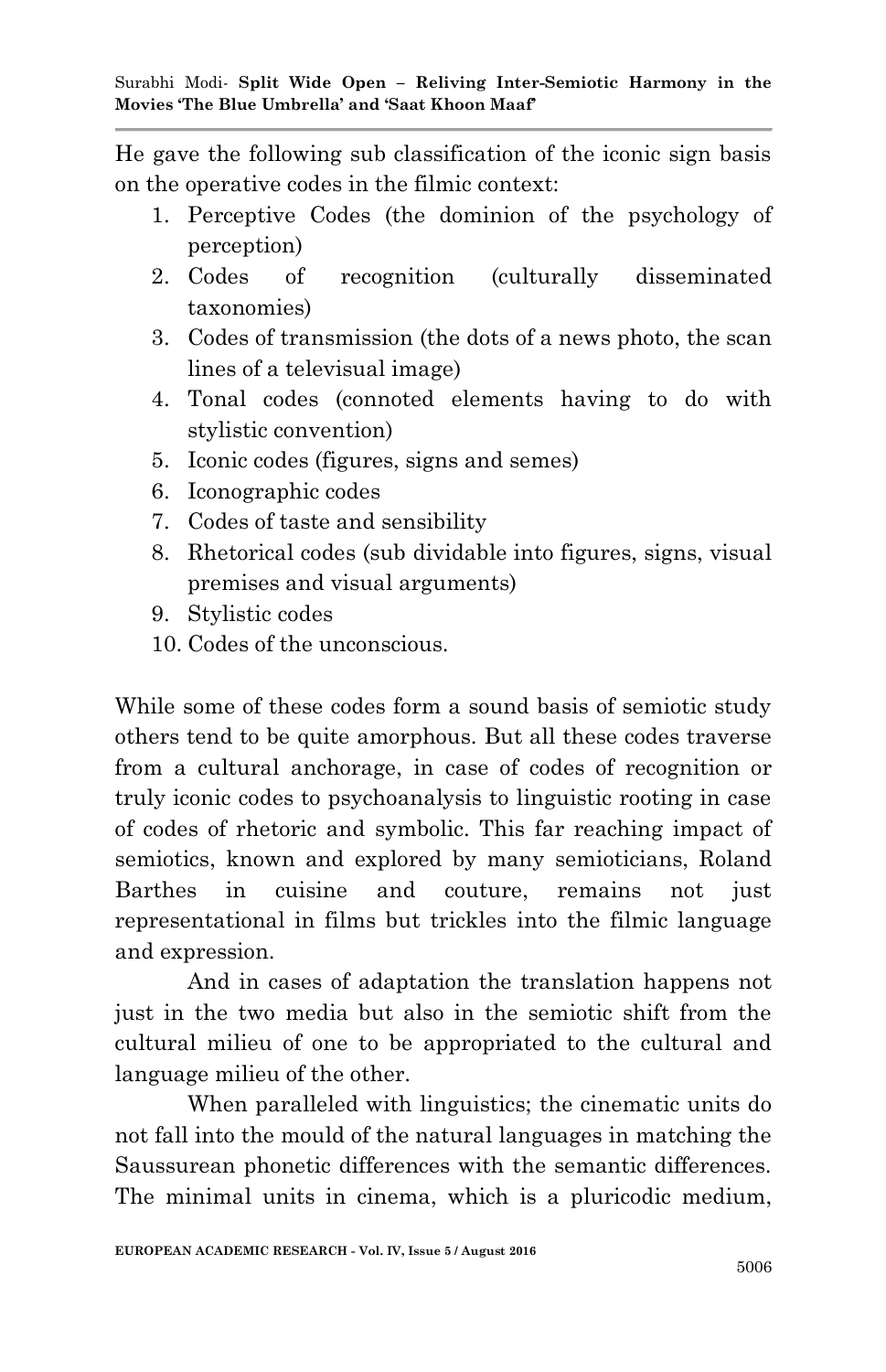He gave the following sub classification of the iconic sign basis on the operative codes in the filmic context:

1. Perceptive Codes (the dominion of the psychology of perception)
2. Codes of recognition (culturally disseminated taxonomies)
3. Codes of transmission (the dots of a news photo, the scan lines of a televisual image)
4. Tonal codes (connoted elements having to do with stylistic convention)
5. Iconic codes (figures, signs and semes)
6. Iconographic codes
7. Codes of taste and sensibility
8. Rhetorical codes (sub dividable into figures, signs, visual premises and visual arguments)
9. Stylistic codes
10. Codes of the unconscious.

While some of these codes form a sound basis of semiotic study others tend to be quite amorphous. But all these codes traverse from a cultural anchorage, in case of codes of recognition or truly iconic codes to psychoanalysis to linguistic rooting in case of codes of rhetoric and symbolic. This far reaching impact of semiotics, known and explored by many semioticians, Roland Barthes in cuisine and couture, remains not just representational in films but trickles into the filmic language and expression.

And in cases of adaptation the translation happens not just in the two media but also in the semiotic shift from the cultural milieu of one to be appropriated to the cultural and language milieu of the other.

When paralleled with linguistics; the cinematic units do not fall into the mould of the natural languages in matching the Saussurean phonetic differences with the semantic differences. The minimal units in cinema, which is a pluricodic medium,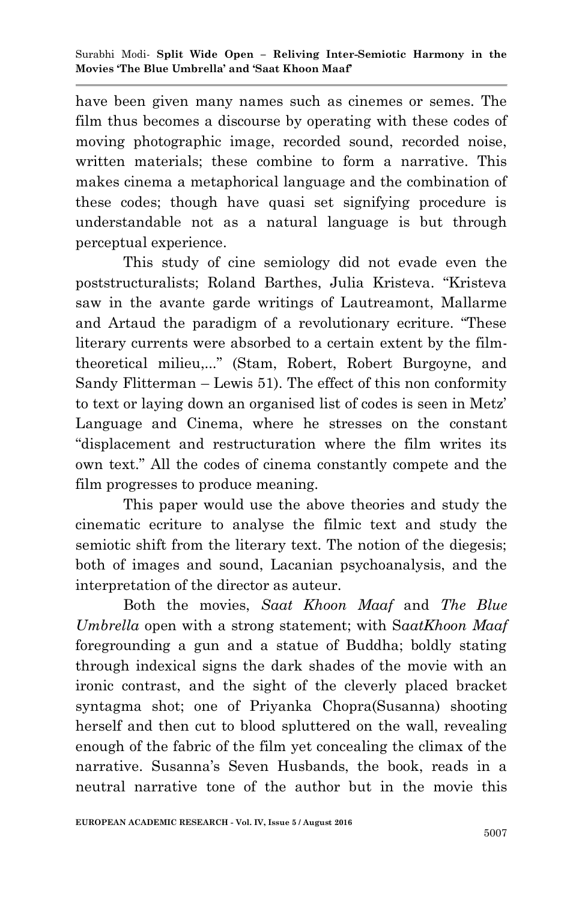have been given many names such as cinemes or semes. The film thus becomes a discourse by operating with these codes of moving photographic image, recorded sound, recorded noise, written materials; these combine to form a narrative. This makes cinema a metaphorical language and the combination of these codes; though have quasi set signifying procedure is understandable not as a natural language is but through perceptual experience.

This study of cine semiology did not evade even the poststructuralists; Roland Barthes, Julia Kristeva. "Kristeva saw in the avante garde writings of Lautreamont, Mallarme and Artaud the paradigm of a revolutionary ecriture. "These literary currents were absorbed to a certain extent by the film-theoretical milieu,..." (Stam, Robert, Robert Burgoyne, and Sandy Flitterman – Lewis 51). The effect of this non conformity to text or laying down an organised list of codes is seen in Metz' Language and Cinema, where he stresses on the constant "displacement and restructuration where the film writes its own text." All the codes of cinema constantly compete and the film progresses to produce meaning.

This paper would use the above theories and study the cinematic ecriture to analyse the filmic text and study the semiotic shift from the literary text. The notion of the diegesis; both of images and sound, Lacanian psychoanalysis, and the interpretation of the director as auteur.

Both the movies, *Saat Khoon Maaf* and *The Blue Umbrella* open with a strong statement; with S*aatKhoon Maaf* foregrounding a gun and a statue of Buddha; boldly stating through indexical signs the dark shades of the movie with an ironic contrast, and the sight of the cleverly placed bracket syntagma shot; one of Priyanka Chopra(Susanna) shooting herself and then cut to blood spluttered on the wall, revealing enough of the fabric of the film yet concealing the climax of the narrative. Susanna's Seven Husbands, the book, reads in a neutral narrative tone of the author but in the movie this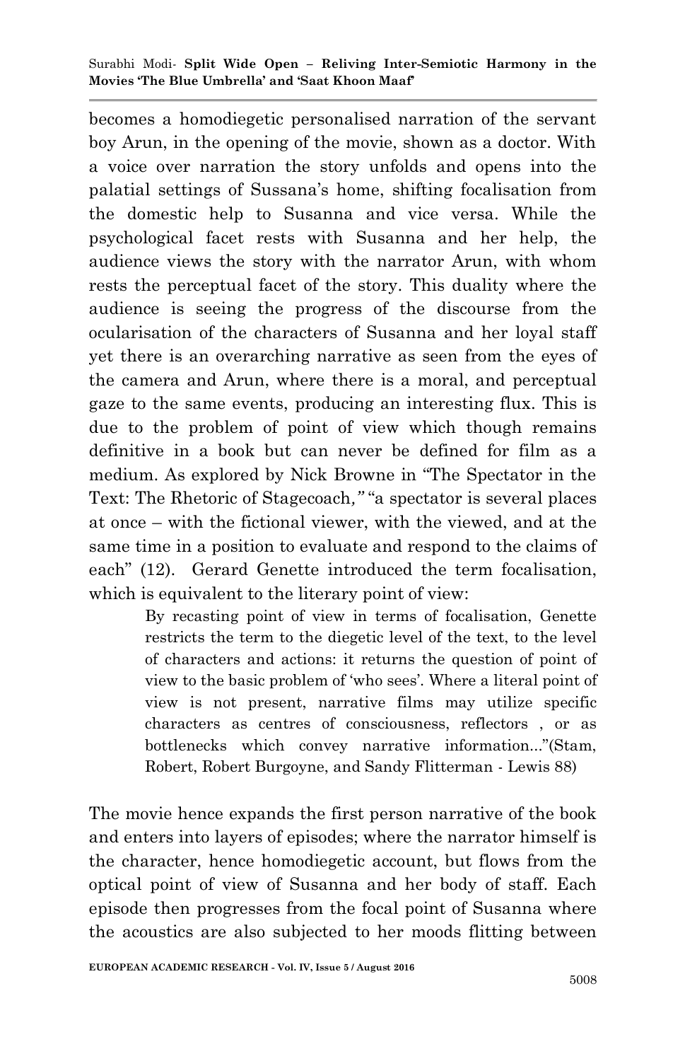becomes a homodiegetic personalised narration of the servant boy Arun, in the opening of the movie, shown as a doctor. With a voice over narration the story unfolds and opens into the palatial settings of Sussana's home, shifting focalisation from the domestic help to Susanna and vice versa. While the psychological facet rests with Susanna and her help, the audience views the story with the narrator Arun, with whom rests the perceptual facet of the story. This duality where the audience is seeing the progress of the discourse from the ocularisation of the characters of Susanna and her loyal staff yet there is an overarching narrative as seen from the eyes of the camera and Arun, where there is a moral, and perceptual gaze to the same events, producing an interesting flux. This is due to the problem of point of view which though remains definitive in a book but can never be defined for film as a medium. As explored by Nick Browne in "The Spectator in the Text: The Rhetoric of Stagecoach*,"* "a spectator is several places at once – with the fictional viewer, with the viewed, and at the same time in a position to evaluate and respond to the claims of each" (12). Gerard Genette introduced the term focalisation, which is equivalent to the literary point of view:

> By recasting point of view in terms of focalisation, Genette restricts the term to the diegetic level of the text, to the level of characters and actions: it returns the question of point of view to the basic problem of 'who sees'. Where a literal point of view is not present, narrative films may utilize specific characters as centres of consciousness, reflectors , or as bottlenecks which convey narrative information..."(Stam, Robert, Robert Burgoyne, and Sandy Flitterman - Lewis 88)

The movie hence expands the first person narrative of the book and enters into layers of episodes; where the narrator himself is the character, hence homodiegetic account, but flows from the optical point of view of Susanna and her body of staff. Each episode then progresses from the focal point of Susanna where the acoustics are also subjected to her moods flitting between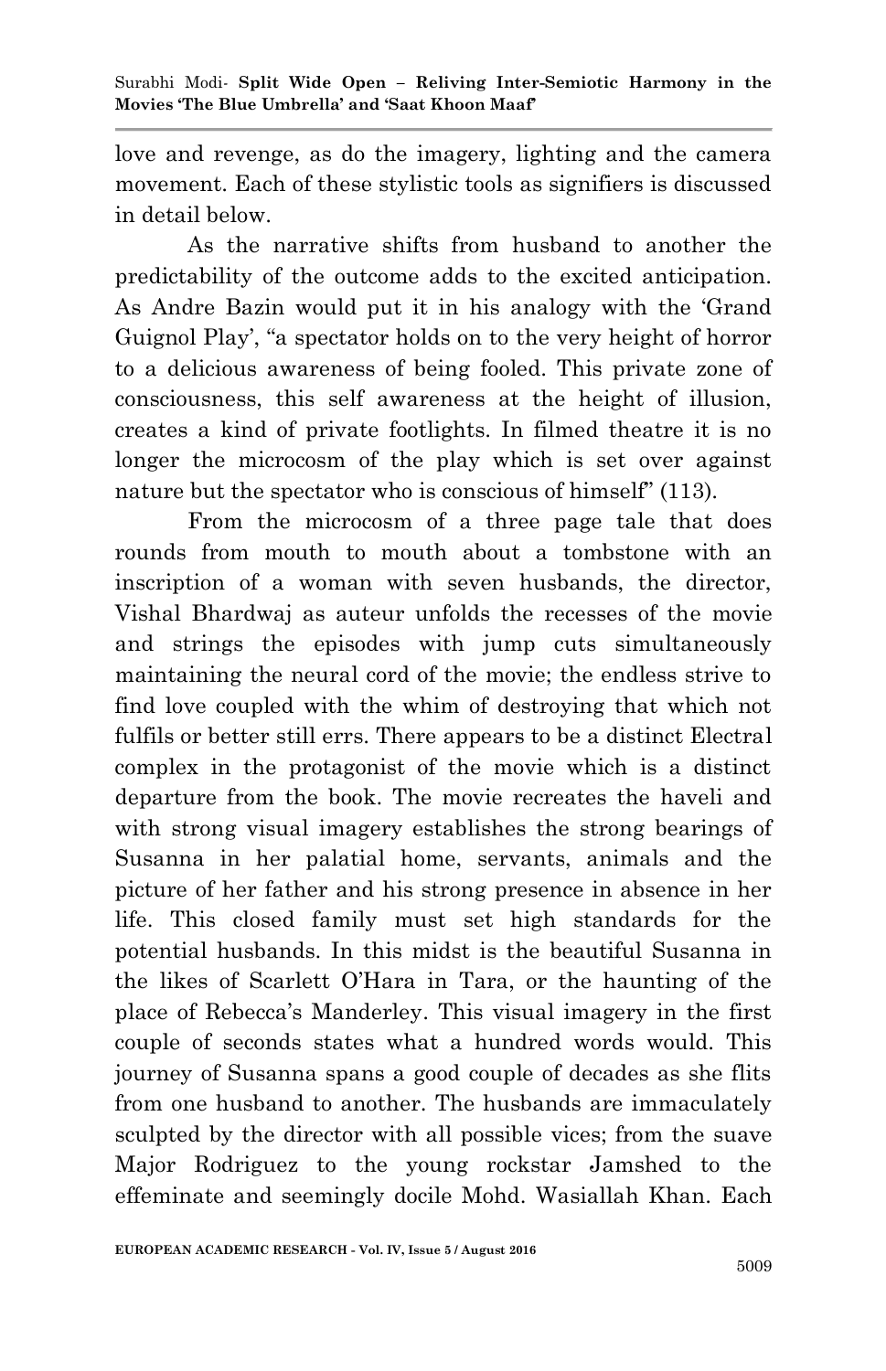love and revenge, as do the imagery, lighting and the camera movement. Each of these stylistic tools as signifiers is discussed in detail below.

As the narrative shifts from husband to another the predictability of the outcome adds to the excited anticipation. As Andre Bazin would put it in his analogy with the 'Grand Guignol Play', "a spectator holds on to the very height of horror to a delicious awareness of being fooled. This private zone of consciousness, this self awareness at the height of illusion, creates a kind of private footlights. In filmed theatre it is no longer the microcosm of the play which is set over against nature but the spectator who is conscious of himself" (113).

From the microcosm of a three page tale that does rounds from mouth to mouth about a tombstone with an inscription of a woman with seven husbands, the director, Vishal Bhardwaj as auteur unfolds the recesses of the movie and strings the episodes with jump cuts simultaneously maintaining the neural cord of the movie; the endless strive to find love coupled with the whim of destroying that which not fulfils or better still errs. There appears to be a distinct Electral complex in the protagonist of the movie which is a distinct departure from the book. The movie recreates the haveli and with strong visual imagery establishes the strong bearings of Susanna in her palatial home, servants, animals and the picture of her father and his strong presence in absence in her life. This closed family must set high standards for the potential husbands. In this midst is the beautiful Susanna in the likes of Scarlett O'Hara in Tara, or the haunting of the place of Rebecca's Manderley. This visual imagery in the first couple of seconds states what a hundred words would. This journey of Susanna spans a good couple of decades as she flits from one husband to another. The husbands are immaculately sculpted by the director with all possible vices; from the suave Major Rodriguez to the young rockstar Jamshed to the effeminate and seemingly docile Mohd. Wasiallah Khan. Each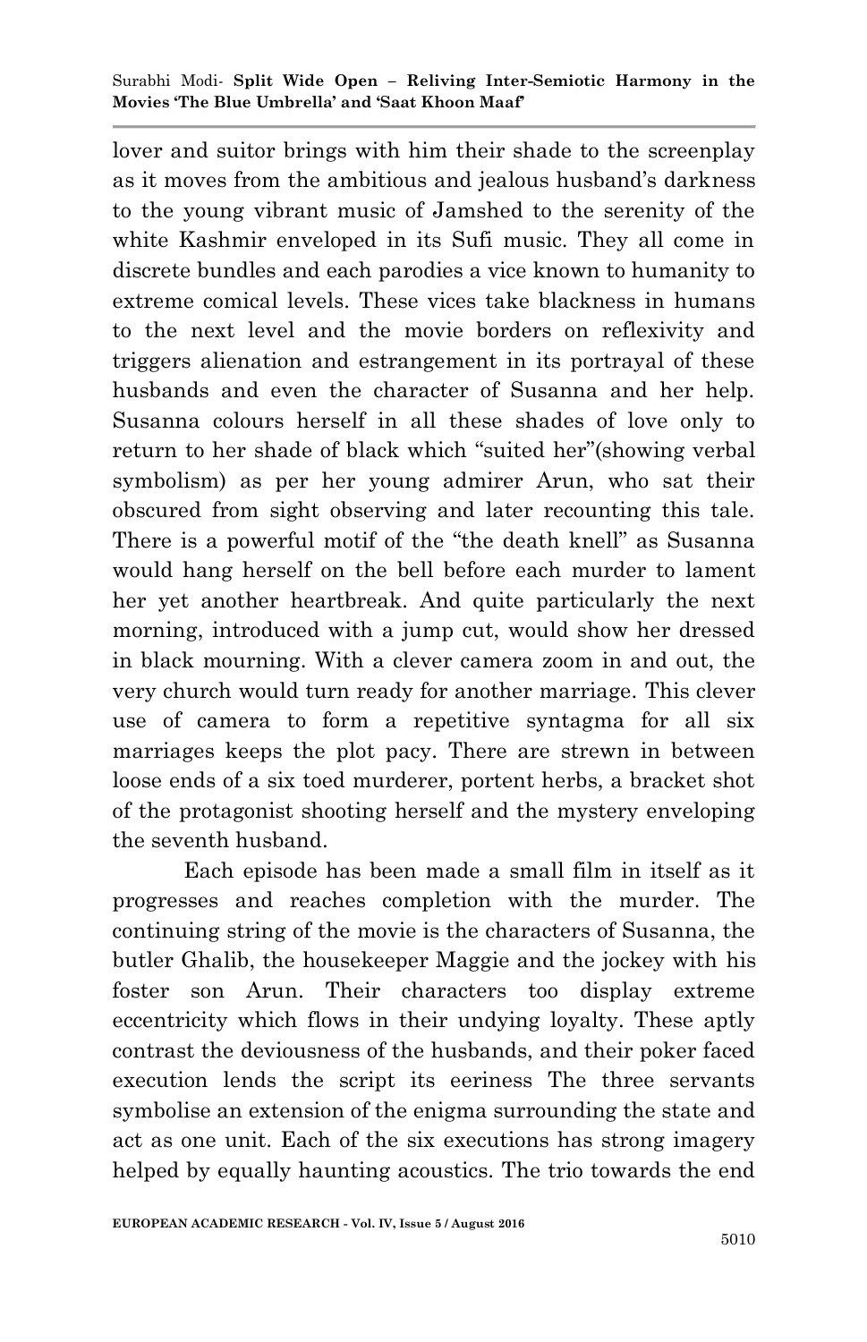lover and suitor brings with him their shade to the screenplay as it moves from the ambitious and jealous husband's darkness to the young vibrant music of Jamshed to the serenity of the white Kashmir enveloped in its Sufi music. They all come in discrete bundles and each parodies a vice known to humanity to extreme comical levels. These vices take blackness in humans to the next level and the movie borders on reflexivity and triggers alienation and estrangement in its portrayal of these husbands and even the character of Susanna and her help. Susanna colours herself in all these shades of love only to return to her shade of black which "suited her"(showing verbal symbolism) as per her young admirer Arun, who sat their obscured from sight observing and later recounting this tale. There is a powerful motif of the "the death knell" as Susanna would hang herself on the bell before each murder to lament her yet another heartbreak. And quite particularly the next morning, introduced with a jump cut, would show her dressed in black mourning. With a clever camera zoom in and out, the very church would turn ready for another marriage. This clever use of camera to form a repetitive syntagma for all six marriages keeps the plot pacy. There are strewn in between loose ends of a six toed murderer, portent herbs, a bracket shot of the protagonist shooting herself and the mystery enveloping the seventh husband.

Each episode has been made a small film in itself as it progresses and reaches completion with the murder. The continuing string of the movie is the characters of Susanna, the butler Ghalib, the housekeeper Maggie and the jockey with his foster son Arun. Their characters too display extreme eccentricity which flows in their undying loyalty. These aptly contrast the deviousness of the husbands, and their poker faced execution lends the script its eeriness The three servants symbolise an extension of the enigma surrounding the state and act as one unit. Each of the six executions has strong imagery helped by equally haunting acoustics. The trio towards the end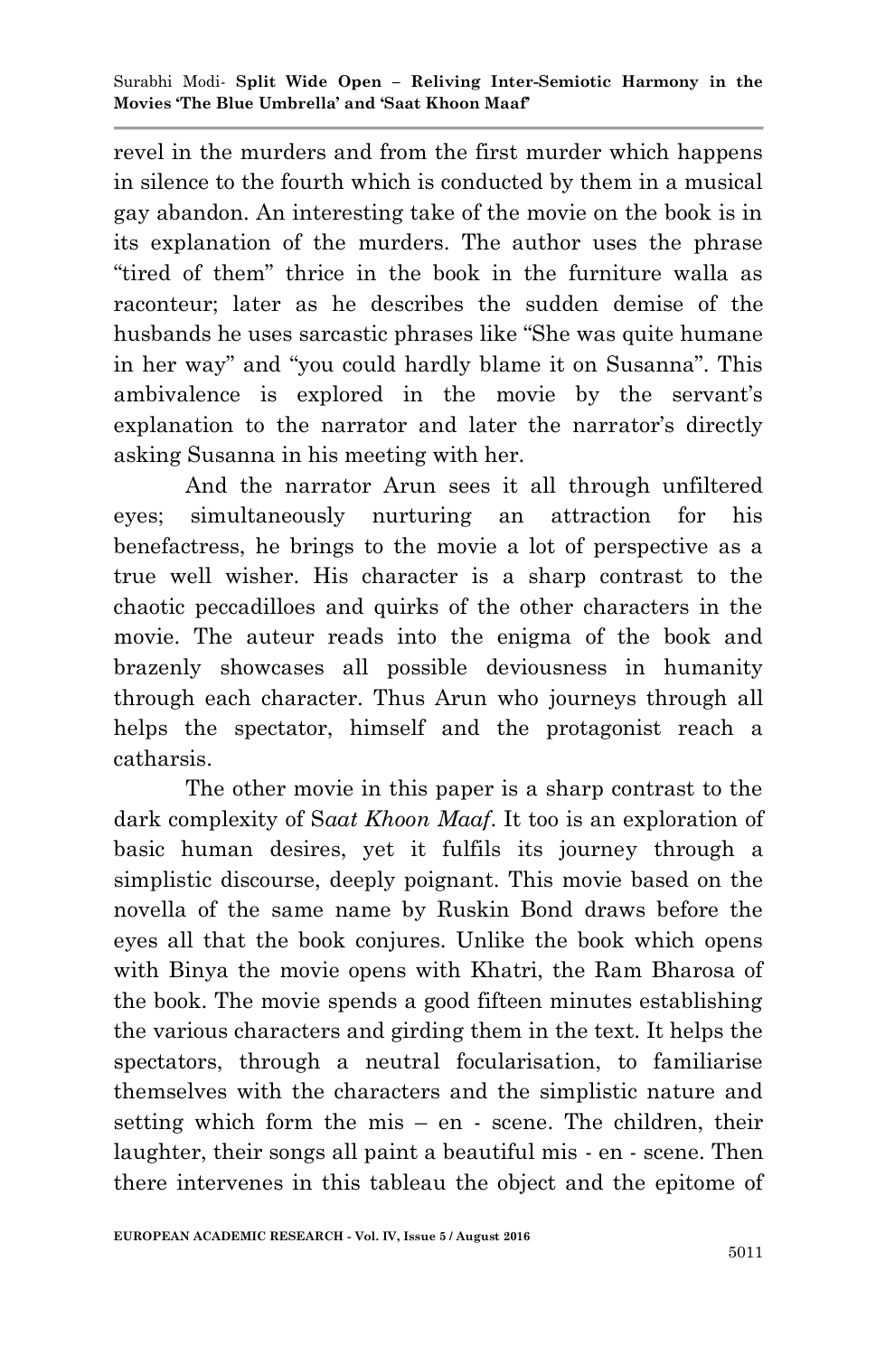revel in the murders and from the first murder which happens in silence to the fourth which is conducted by them in a musical gay abandon. An interesting take of the movie on the book is in its explanation of the murders. The author uses the phrase "tired of them" thrice in the book in the furniture walla as raconteur; later as he describes the sudden demise of the husbands he uses sarcastic phrases like "She was quite humane in her way" and "you could hardly blame it on Susanna". This ambivalence is explored in the movie by the servant's explanation to the narrator and later the narrator's directly asking Susanna in his meeting with her.

And the narrator Arun sees it all through unfiltered eyes; simultaneously nurturing an attraction for his benefactress, he brings to the movie a lot of perspective as a true well wisher. His character is a sharp contrast to the chaotic peccadilloes and quirks of the other characters in the movie. The auteur reads into the enigma of the book and brazenly showcases all possible deviousness in humanity through each character. Thus Arun who journeys through all helps the spectator, himself and the protagonist reach a catharsis.

The other movie in this paper is a sharp contrast to the dark complexity of S*aat Khoon Maaf*. It too is an exploration of basic human desires, yet it fulfils its journey through a simplistic discourse, deeply poignant. This movie based on the novella of the same name by Ruskin Bond draws before the eyes all that the book conjures. Unlike the book which opens with Binya the movie opens with Khatri, the Ram Bharosa of the book. The movie spends a good fifteen minutes establishing the various characters and girding them in the text. It helps the spectators, through a neutral focularisation, to familiarise themselves with the characters and the simplistic nature and setting which form the mis – en - scene. The children, their laughter, their songs all paint a beautiful mis - en - scene. Then there intervenes in this tableau the object and the epitome of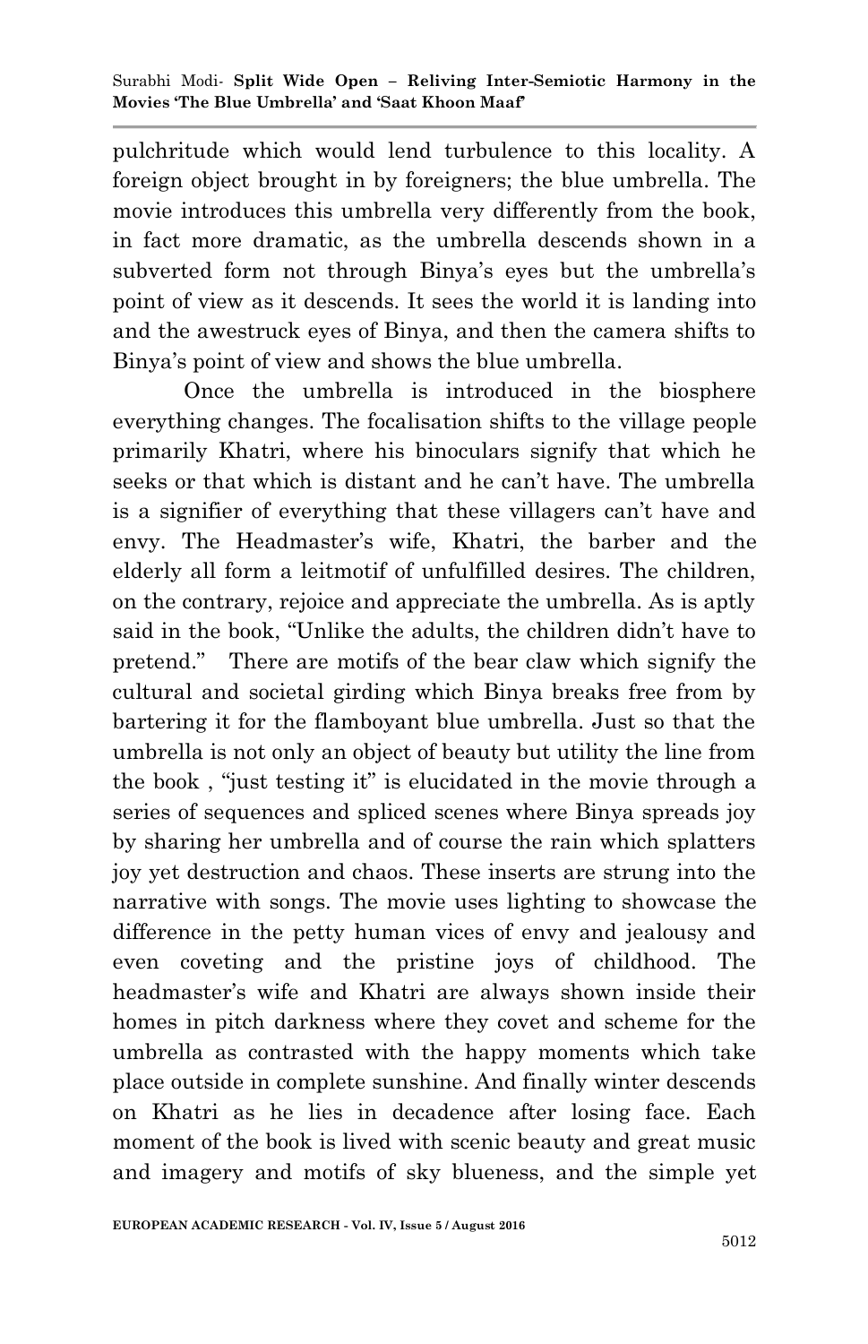pulchritude which would lend turbulence to this locality. A foreign object brought in by foreigners; the blue umbrella. The movie introduces this umbrella very differently from the book, in fact more dramatic, as the umbrella descends shown in a subverted form not through Binya's eyes but the umbrella's point of view as it descends. It sees the world it is landing into and the awestruck eyes of Binya, and then the camera shifts to Binya's point of view and shows the blue umbrella.

Once the umbrella is introduced in the biosphere everything changes. The focalisation shifts to the village people primarily Khatri, where his binoculars signify that which he seeks or that which is distant and he can't have. The umbrella is a signifier of everything that these villagers can't have and envy. The Headmaster's wife, Khatri, the barber and the elderly all form a leitmotif of unfulfilled desires. The children, on the contrary, rejoice and appreciate the umbrella. As is aptly said in the book, "Unlike the adults, the children didn't have to pretend." There are motifs of the bear claw which signify the cultural and societal girding which Binya breaks free from by bartering it for the flamboyant blue umbrella. Just so that the umbrella is not only an object of beauty but utility the line from the book , "just testing it" is elucidated in the movie through a series of sequences and spliced scenes where Binya spreads joy by sharing her umbrella and of course the rain which splatters joy yet destruction and chaos. These inserts are strung into the narrative with songs. The movie uses lighting to showcase the difference in the petty human vices of envy and jealousy and even coveting and the pristine joys of childhood. The headmaster's wife and Khatri are always shown inside their homes in pitch darkness where they covet and scheme for the umbrella as contrasted with the happy moments which take place outside in complete sunshine. And finally winter descends on Khatri as he lies in decadence after losing face. Each moment of the book is lived with scenic beauty and great music and imagery and motifs of sky blueness, and the simple yet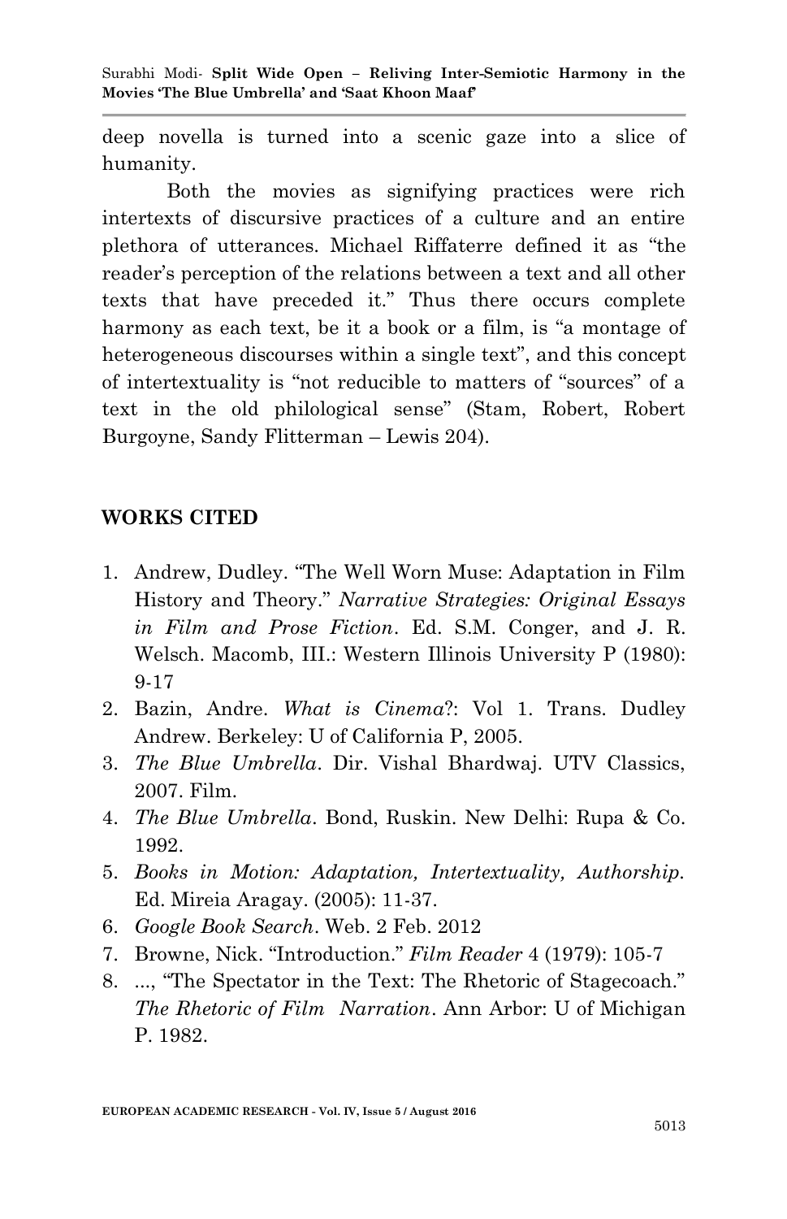deep novella is turned into a scenic gaze into a slice of humanity.

Both the movies as signifying practices were rich intertexts of discursive practices of a culture and an entire plethora of utterances. Michael Riffaterre defined it as "the reader's perception of the relations between a text and all other texts that have preceded it." Thus there occurs complete harmony as each text, be it a book or a film, is "a montage of heterogeneous discourses within a single text", and this concept of intertextuality is "not reducible to matters of "sources" of a text in the old philological sense" (Stam, Robert, Robert Burgoyne, Sandy Flitterman – Lewis 204).

## WORKS CITED

1. Andrew, Dudley. "The Well Worn Muse: Adaptation in Film History and Theory." *Narrative Strategies: Original Essays in Film and Prose Fiction*. Ed. S.M. Conger, and J. R. Welsch. Macomb, III.: Western Illinois University P (1980): 9-17
2. Bazin, Andre. *What is Cinema*?: Vol 1. Trans. Dudley Andrew. Berkeley: U of California P, 2005.
3. *The Blue Umbrella*. Dir. Vishal Bhardwaj. UTV Classics, 2007. Film.
4. *The Blue Umbrella*. Bond, Ruskin. New Delhi: Rupa & Co. 1992.
5. *Books in Motion: Adaptation, Intertextuality, Authorship*. Ed. Mireia Aragay. (2005): 11-37.
6. *Google Book Search*. Web. 2 Feb. 2012
7. Browne, Nick. "Introduction." *Film Reader* 4 (1979): 105-7
8. ..., "The Spectator in the Text: The Rhetoric of Stagecoach." *The Rhetoric of Film Narration*. Ann Arbor: U of Michigan P. 1982.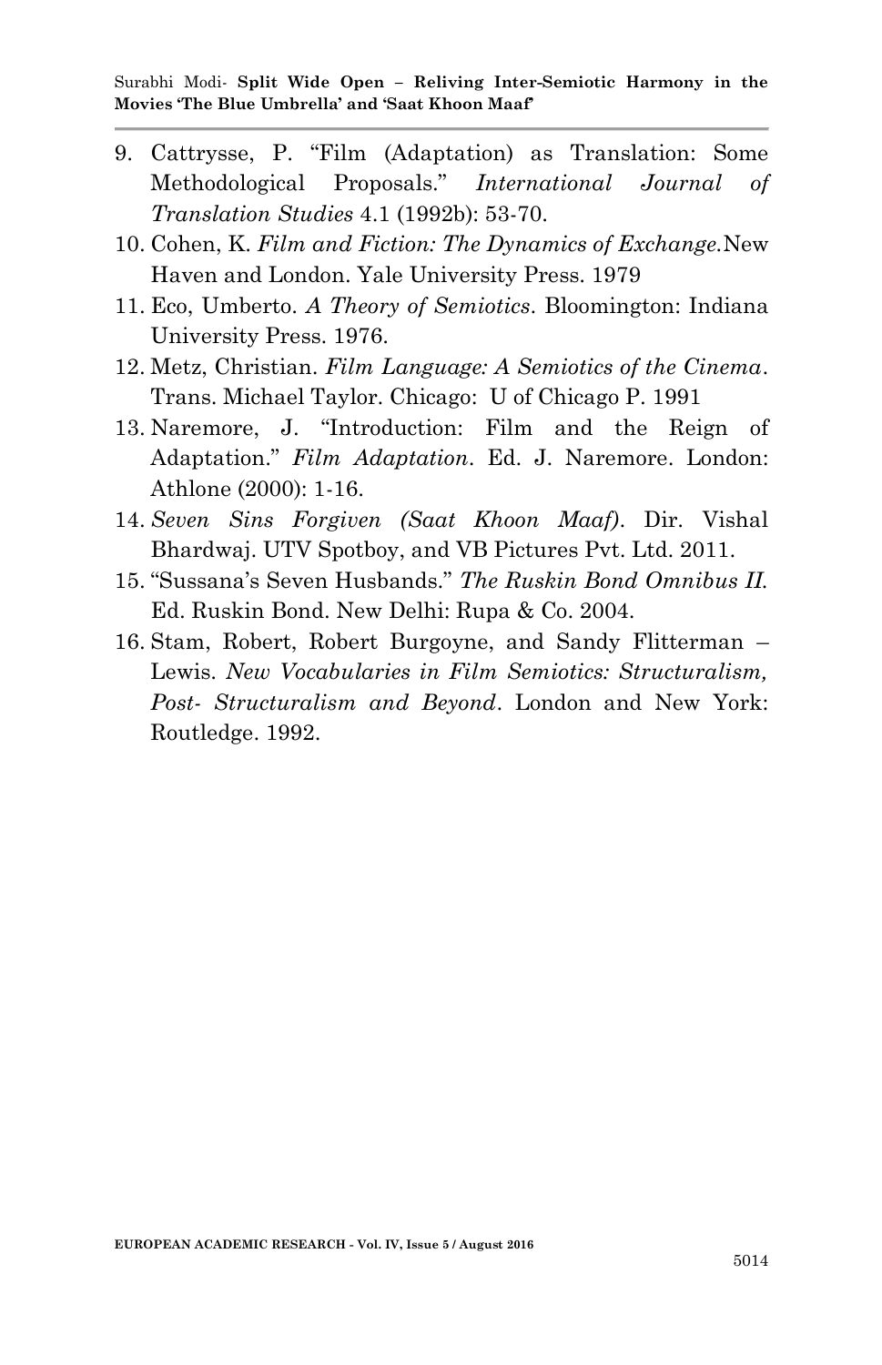9. Cattrysse, P. "Film (Adaptation) as Translation: Some Methodological Proposals." *International Journal of Translation Studies* 4.1 (1992b): 53-70.
10. Cohen, K. *Film and Fiction: The Dynamics of Exchange.*New Haven and London. Yale University Press. 1979
11. Eco, Umberto. *A Theory of Semiotics*. Bloomington: Indiana University Press. 1976.
12. Metz, Christian. *Film Language: A Semiotics of the Cinema*. Trans. Michael Taylor. Chicago: U of Chicago P. 1991
13. Naremore, J. "Introduction: Film and the Reign of Adaptation." *Film Adaptation*. Ed. J. Naremore. London: Athlone (2000): 1-16.
14. *Seven Sins Forgiven (Saat Khoon Maaf)*. Dir. Vishal Bhardwaj. UTV Spotboy, and VB Pictures Pvt. Ltd. 2011.
15. "Sussana's Seven Husbands." *The Ruskin Bond Omnibus II*. Ed. Ruskin Bond. New Delhi: Rupa & Co. 2004.
16. Stam, Robert, Robert Burgoyne, and Sandy Flitterman – Lewis. *New Vocabularies in Film Semiotics: Structuralism, Post- Structuralism and Beyond*. London and New York: Routledge. 1992.